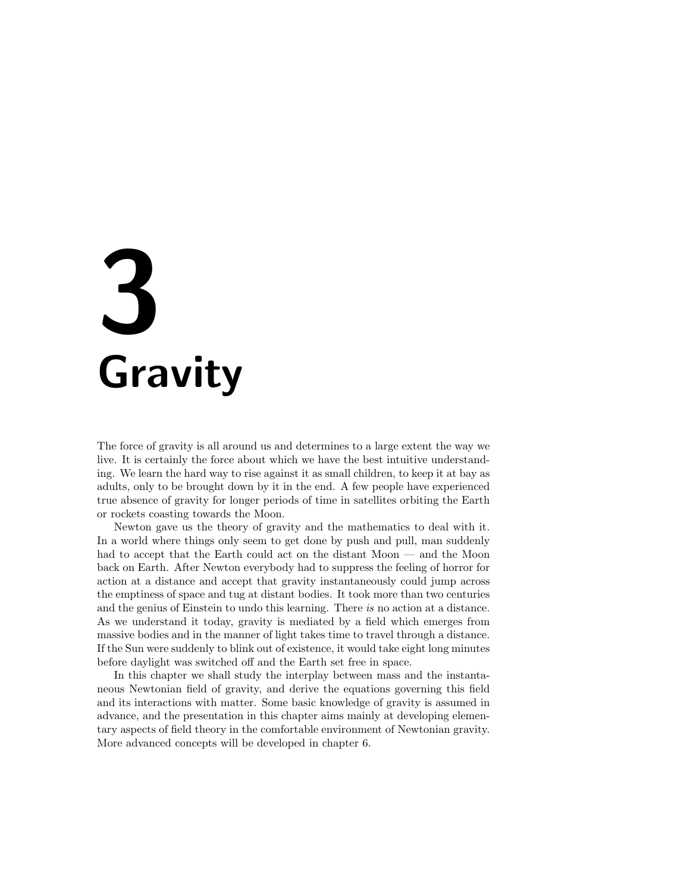# 3 Gravity

The force of gravity is all around us and determines to a large extent the way we live. It is certainly the force about which we have the best intuitive understanding. We learn the hard way to rise against it as small children, to keep it at bay as adults, only to be brought down by it in the end. A few people have experienced true absence of gravity for longer periods of time in satellites orbiting the Earth or rockets coasting towards the Moon.

Newton gave us the theory of gravity and the mathematics to deal with it. In a world where things only seem to get done by push and pull, man suddenly had to accept that the Earth could act on the distant Moon — and the Moon back on Earth. After Newton everybody had to suppress the feeling of horror for action at a distance and accept that gravity instantaneously could jump across the emptiness of space and tug at distant bodies. It took more than two centuries and the genius of Einstein to undo this learning. There *is* no action at a distance. As we understand it today, gravity is mediated by a field which emerges from massive bodies and in the manner of light takes time to travel through a distance. If the Sun were suddenly to blink out of existence, it would take eight long minutes before daylight was switched off and the Earth set free in space.

In this chapter we shall study the interplay between mass and the instantaneous Newtonian field of gravity, and derive the equations governing this field and its interactions with matter. Some basic knowledge of gravity is assumed in advance, and the presentation in this chapter aims mainly at developing elementary aspects of field theory in the comfortable environment of Newtonian gravity. More advanced concepts will be developed in chapter 6.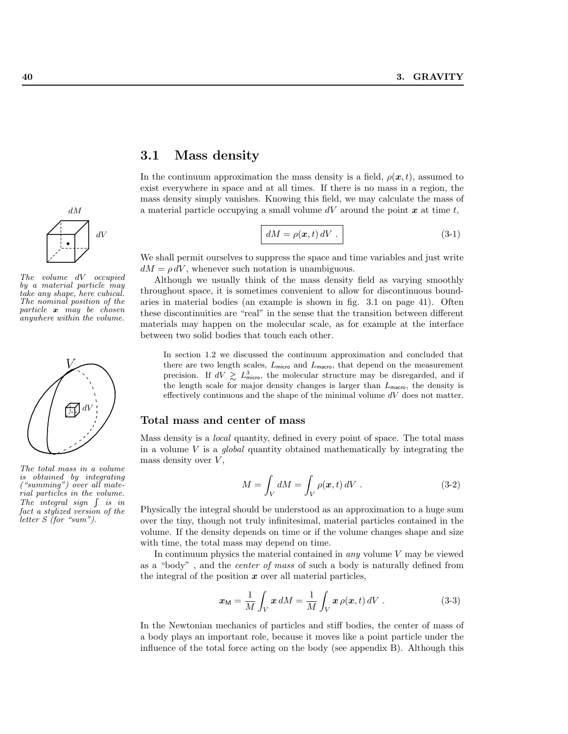## 3.1 Mass density

In the continuum approximation the mass density is a field, $\rho(\boldsymbol{x}, t)$, assumed to exist everywhere in space and at all times. If there is no mass in a region, the mass density simply vanishes. Knowing this field, we may calculate the mass of a material particle occupying a small volume $dV$ around the point $\boldsymbol{x}$ at time $t$,

$$dM = \rho(\boldsymbol{x}, t)\, dV \ . \tag{3-1}$$

*The volume $dV$ occupied by a material particle may take any shape, here cubical. The nominal position of the particle $\boldsymbol{x}$ may be chosen anywhere within the volume.*

We shall permit ourselves to suppress the space and time variables and just write $dM = \rho\, dV$, whenever such notation is unambiguous.

Although we usually think of the mass density field as varying smoothly throughout space, it is sometimes convenient to allow for discontinuous boundaries in material bodies (an example is shown in fig. 3.1 on page 41). Often these discontinuities are "real" in the sense that the transition between different materials may happen on the molecular scale, as for example at the interface between two solid bodies that touch each other.

> In section 1.2 we discussed the continuum approximation and concluded that there are two length scales, $L_{\mathsf{micro}}$ and $L_{\mathsf{macro}}$, that depend on the measurement precision. If $dV \gtrsim L^3_{\mathsf{micro}}$, the molecular structure may be disregarded, and if the length scale for major density changes is larger than $L_{\mathsf{macro}}$, the density is effectively continuous and the shape of the minimal volume $dV$ does not matter.

### Total mass and center of mass

Mass density is a *local* quantity, defined in every point of space. The total mass in a volume $V$ is a *global* quantity obtained mathematically by integrating the mass density over $V$,

$$M = \int_V dM = \int_V \rho(\boldsymbol{x}, t)\, dV \ . \tag{3-2}$$

*The total mass in a volume is obtained by integrating ("summing") over all material particles in the volume. The integral sign $\int$ is in fact a stylized version of the letter S (for "sum").*

Physically the integral should be understood as an approximation to a huge sum over the tiny, though not truly infinitesimal, material particles contained in the volume. If the density depends on time or if the volume changes shape and size with time, the total mass may depend on time.

In continuum physics the material contained in *any* volume $V$ may be viewed as a "body" , and the *center of mass* of such a body is naturally defined from the integral of the position $\boldsymbol{x}$ over all material particles,

$$\boldsymbol{x}_{\mathsf{M}} = \frac{1}{M}\int_V \boldsymbol{x}\, dM = \frac{1}{M}\int_V \boldsymbol{x}\, \rho(\boldsymbol{x}, t)\, dV \ . \tag{3-3}$$

In the Newtonian mechanics of particles and stiff bodies, the center of mass of a body plays an important role, because it moves like a point particle under the influence of the total force acting on the body (see appendix B). Although this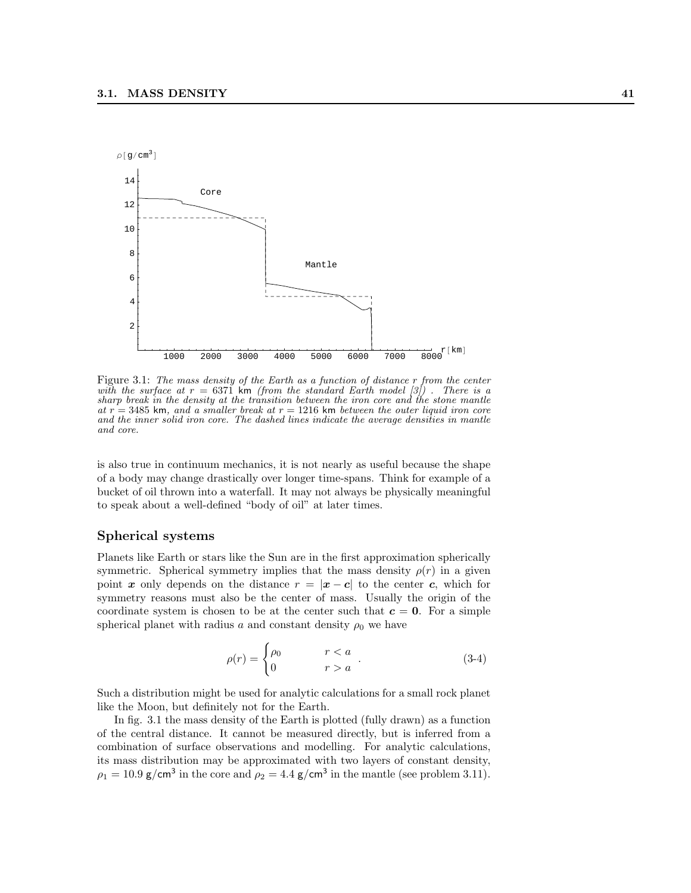Figure 3.1: *The mass density of the Earth as a function of distance $r$ from the center with the surface at $r = 6371$ km (from the standard Earth model [3]) . There is a sharp break in the density at the transition between the iron core and the stone mantle at $r = 3485$ km, and a smaller break at $r = 1216$ km between the outer liquid iron core and the inner solid iron core. The dashed lines indicate the average densities in mantle and core.*

is also true in continuum mechanics, it is not nearly as useful because the shape of a body may change drastically over longer time-spans. Think for example of a bucket of oil thrown into a waterfall. It may not always be physically meaningful to speak about a well-defined "body of oil" at later times.

### Spherical systems

Planets like Earth or stars like the Sun are in the first approximation spherically symmetric. Spherical symmetry implies that the mass density $\rho(r)$ in a given point $\boldsymbol{x}$ only depends on the distance $r = |\boldsymbol{x} - \boldsymbol{c}|$ to the center $\boldsymbol{c}$, which for symmetry reasons must also be the center of mass. Usually the origin of the coordinate system is chosen to be at the center such that $\boldsymbol{c} = \boldsymbol{0}$. For a simple spherical planet with radius $a$ and constant density $\rho_0$ we have

$$\rho(r) = \begin{cases} \rho_0 & r < a \\ 0 & r > a \end{cases} . \tag{3-4}$$

Such a distribution might be used for analytic calculations for a small rock planet like the Moon, but definitely not for the Earth.

In fig. 3.1 the mass density of the Earth is plotted (fully drawn) as a function of the central distance. It cannot be measured directly, but is inferred from a combination of surface observations and modelling. For analytic calculations, its mass distribution may be approximated with two layers of constant density, $\rho_1 = 10.9$ g/cm$^3$ in the core and $\rho_2 = 4.4$ g/cm$^3$ in the mantle (see problem 3.11).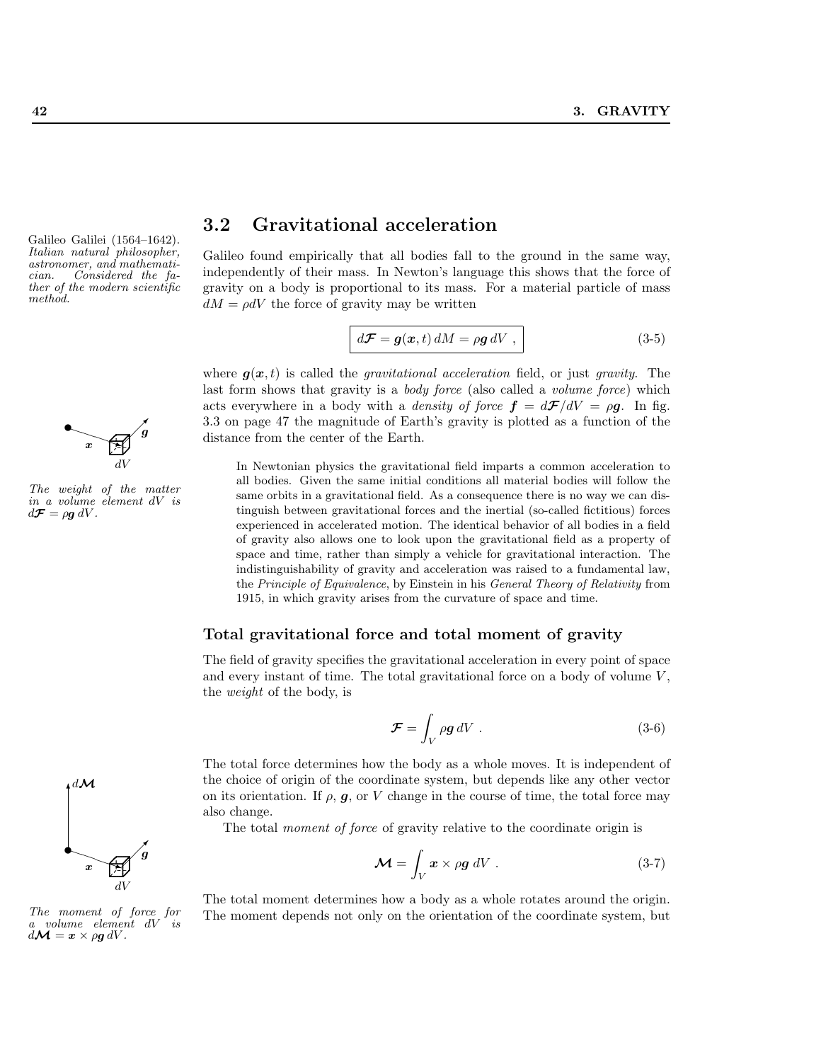## 3.2 Gravitational acceleration

Galileo Galilei (1564–1642). *Italian natural philosopher, astronomer, and mathematician. Considered the father of the modern scientific method.*

Galileo found empirically that all bodies fall to the ground in the same way, independently of their mass. In Newton's language this shows that the force of gravity on a body is proportional to its mass. For a material particle of mass $dM = \rho dV$ the force of gravity may be written

$$d\boldsymbol{\mathcal{F}} = \boldsymbol{g}(\boldsymbol{x}, t)\, dM = \rho \boldsymbol{g}\, dV \ , \tag{3-5}$$

where $\boldsymbol{g}(\boldsymbol{x}, t)$ is called the *gravitational acceleration* field, or just *gravity*. The last form shows that gravity is a *body force* (also called a *volume force*) which acts everywhere in a body with a *density of force* $\boldsymbol{f} = d\boldsymbol{\mathcal{F}}/dV = \rho \boldsymbol{g}$. In fig. 3.3 on page 47 the magnitude of Earth's gravity is plotted as a function of the distance from the center of the Earth.

*The weight of the matter in a volume element $dV$ is $d\boldsymbol{\mathcal{F}} = \rho \boldsymbol{g}\, dV$.*

> In Newtonian physics the gravitational field imparts a common acceleration to all bodies. Given the same initial conditions all material bodies will follow the same orbits in a gravitational field. As a consequence there is no way we can distinguish between gravitational forces and the inertial (so-called fictitious) forces experienced in accelerated motion. The identical behavior of all bodies in a field of gravity also allows one to look upon the gravitational field as a property of space and time, rather than simply a vehicle for gravitational interaction. The indistinguishability of gravity and acceleration was raised to a fundamental law, the *Principle of Equivalence*, by Einstein in his *General Theory of Relativity* from 1915, in which gravity arises from the curvature of space and time.

### Total gravitational force and total moment of gravity

The field of gravity specifies the gravitational acceleration in every point of space and every instant of time. The total gravitational force on a body of volume $V$, the *weight* of the body, is

$$\boldsymbol{\mathcal{F}} = \int_V \rho \boldsymbol{g}\, dV \ . \tag{3-6}$$

The total force determines how the body as a whole moves. It is independent of the choice of origin of the coordinate system, but depends like any other vector on its orientation. If $\rho$, $\boldsymbol{g}$, or $V$ change in the course of time, the total force may also change.

The total *moment of force* of gravity relative to the coordinate origin is

$$\boldsymbol{\mathcal{M}} = \int_V \boldsymbol{x} \times \rho \boldsymbol{g}\ dV \ . \tag{3-7}$$

*The moment of force for a volume element $dV$ is $d\boldsymbol{\mathcal{M}} = \boldsymbol{x} \times \rho \boldsymbol{g}\, dV$.*

The total moment determines how a body as a whole rotates around the origin. The moment depends not only on the orientation of the coordinate system, but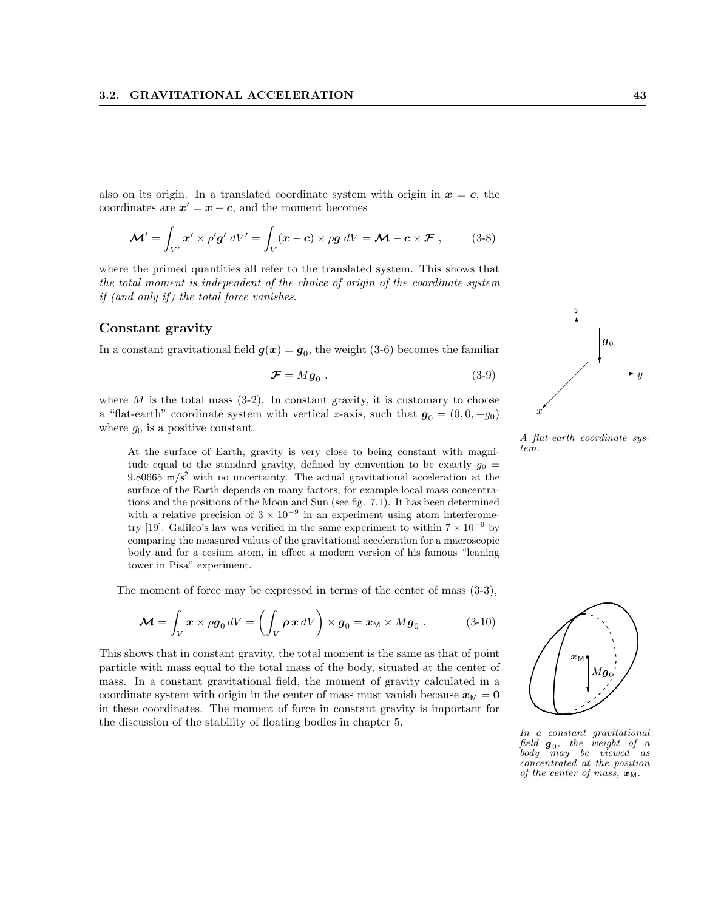also on its origin. In a translated coordinate system with origin in $\boldsymbol{x} = \boldsymbol{c}$, the coordinates are $\boldsymbol{x}' = \boldsymbol{x} - \boldsymbol{c}$, and the moment becomes

$$\boldsymbol{\mathcal{M}}' = \int_{V'} \boldsymbol{x}' \times \rho' \boldsymbol{g}' \, dV' = \int_V (\boldsymbol{x} - \boldsymbol{c}) \times \rho \boldsymbol{g} \, dV = \boldsymbol{\mathcal{M}} - \boldsymbol{c} \times \boldsymbol{\mathcal{F}} \ , \tag{3-8}$$

where the primed quantities all refer to the translated system. This shows that *the total moment is independent of the choice of origin of the coordinate system if (and only if) the total force vanishes*.

## Constant gravity

In a constant gravitational field $\boldsymbol{g}(\boldsymbol{x}) = \boldsymbol{g}_0$, the weight (3-6) becomes the familiar

$$\boldsymbol{\mathcal{F}} = M \boldsymbol{g}_0 \ , \tag{3-9}$$

where $M$ is the total mass (3-2). In constant gravity, it is customary to choose a "flat-earth" coordinate system with vertical $z$-axis, such that $\boldsymbol{g}_0 = (0, 0, -g_0)$ where $g_0$ is a positive constant.

*A flat-earth coordinate system.*

> At the surface of Earth, gravity is very close to being constant with magnitude equal to the standard gravity, defined by convention to be exactly $g_0 = 9.80665 \ \mathsf{m/s^2}$ with no uncertainty. The actual gravitational acceleration at the surface of the Earth depends on many factors, for example local mass concentrations and the positions of the Moon and Sun (see fig. 7.1). It has been determined with a relative precision of $3 \times 10^{-9}$ in an experiment using atom interferometry [19]. Galileo's law was verified in the same experiment to within $7 \times 10^{-9}$ by comparing the measured values of the gravitational acceleration for a macroscopic body and for a cesium atom, in effect a modern version of his famous "leaning tower in Pisa" experiment.

The moment of force may be expressed in terms of the center of mass (3-3),

$$\boldsymbol{\mathcal{M}} = \int_V \boldsymbol{x} \times \rho \boldsymbol{g}_0 \, dV = \left( \int_V \rho \, \boldsymbol{x} \, dV \right) \times \boldsymbol{g}_0 = \boldsymbol{x}_{\mathsf{M}} \times M \boldsymbol{g}_0 \ . \tag{3-10}$$

This shows that in constant gravity, the total moment is the same as that of point particle with mass equal to the total mass of the body, situated at the center of mass. In a constant gravitational field, the moment of gravity calculated in a coordinate system with origin in the center of mass must vanish because $\boldsymbol{x}_{\mathsf{M}} = \boldsymbol{0}$ in these coordinates. The moment of force in constant gravity is important for the discussion of the stability of floating bodies in chapter 5.

*In a constant gravitational field $\boldsymbol{g}_0$, the weight of a body may be viewed as concentrated at the position of the center of mass, $\boldsymbol{x}_{\mathsf{M}}$.*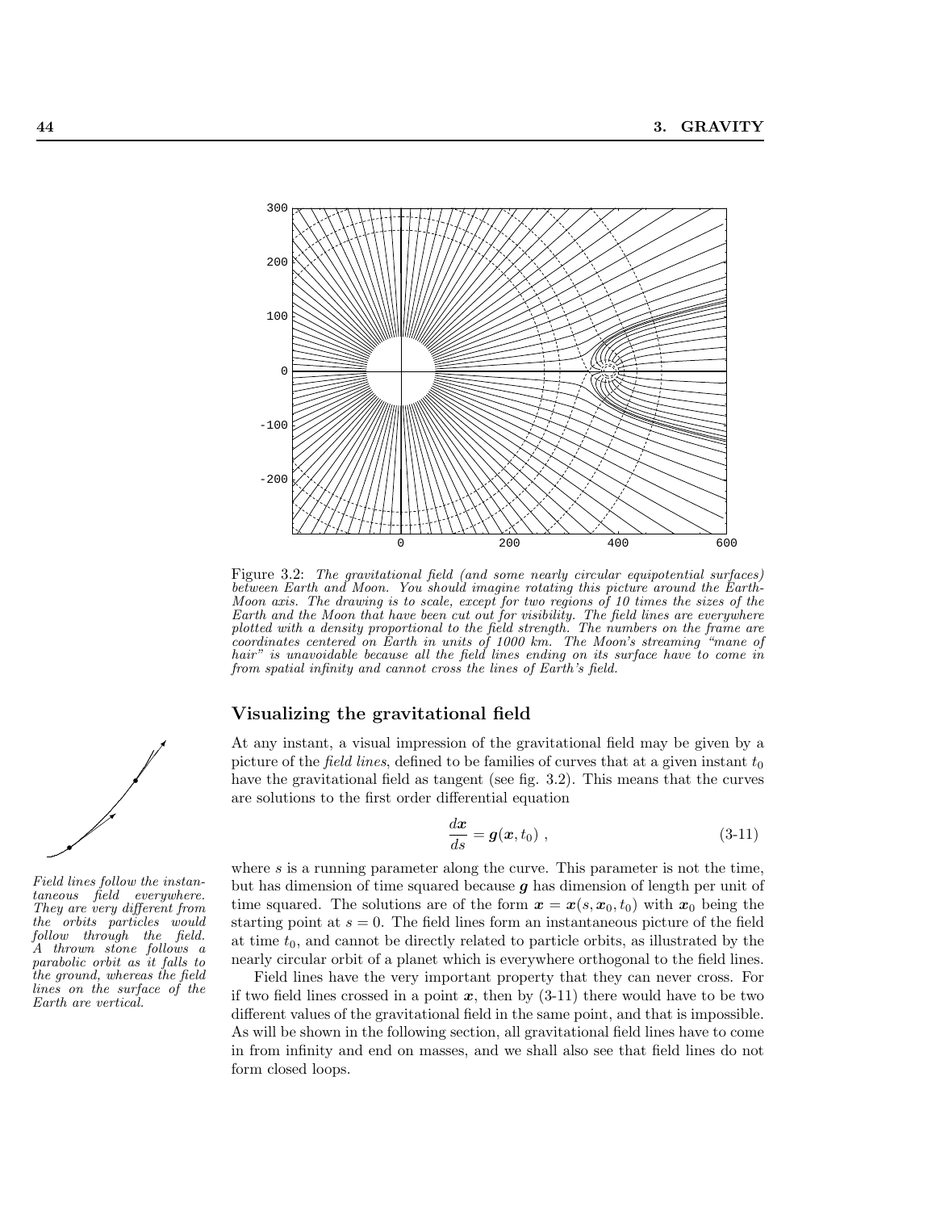Figure 3.2: *The gravitational field (and some nearly circular equipotential surfaces) between Earth and Moon. You should imagine rotating this picture around the Earth-Moon axis. The drawing is to scale, except for two regions of 10 times the sizes of the Earth and the Moon that have been cut out for visibility. The field lines are everywhere plotted with a density proportional to the field strength. The numbers on the frame are coordinates centered on Earth in units of 1000 km. The Moon's streaming "mane of hair" is unavoidable because all the field lines ending on its surface have to come in from spatial infinity and cannot cross the lines of Earth's field.*

## Visualizing the gravitational field

At any instant, a visual impression of the gravitational field may be given by a picture of the *field lines*, defined to be families of curves that at a given instant $t_0$ have the gravitational field as tangent (see fig. 3.2). This means that the curves are solutions to the first order differential equation

$$\frac{d\boldsymbol{x}}{ds} = \boldsymbol{g}(\boldsymbol{x}, t_0) \ , \tag{3-11}$$

where $s$ is a running parameter along the curve. This parameter is not the time, but has dimension of time squared because $\boldsymbol{g}$ has dimension of length per unit of time squared. The solutions are of the form $\boldsymbol{x} = \boldsymbol{x}(s, \boldsymbol{x}_0, t_0)$ with $\boldsymbol{x}_0$ being the starting point at $s = 0$. The field lines form an instantaneous picture of the field at time $t_0$, and cannot be directly related to particle orbits, as illustrated by the nearly circular orbit of a planet which is everywhere orthogonal to the field lines.

*Field lines follow the instantaneous field everywhere. They are very different from the orbits particles would follow through the field. A thrown stone follows a parabolic orbit as it falls to the ground, whereas the field lines on the surface of the Earth are vertical.*

Field lines have the very important property that they can never cross. For if two field lines crossed in a point $\boldsymbol{x}$, then by (3-11) there would have to be two different values of the gravitational field in the same point, and that is impossible. As will be shown in the following section, all gravitational field lines have to come in from infinity and end on masses, and we shall also see that field lines do not form closed loops.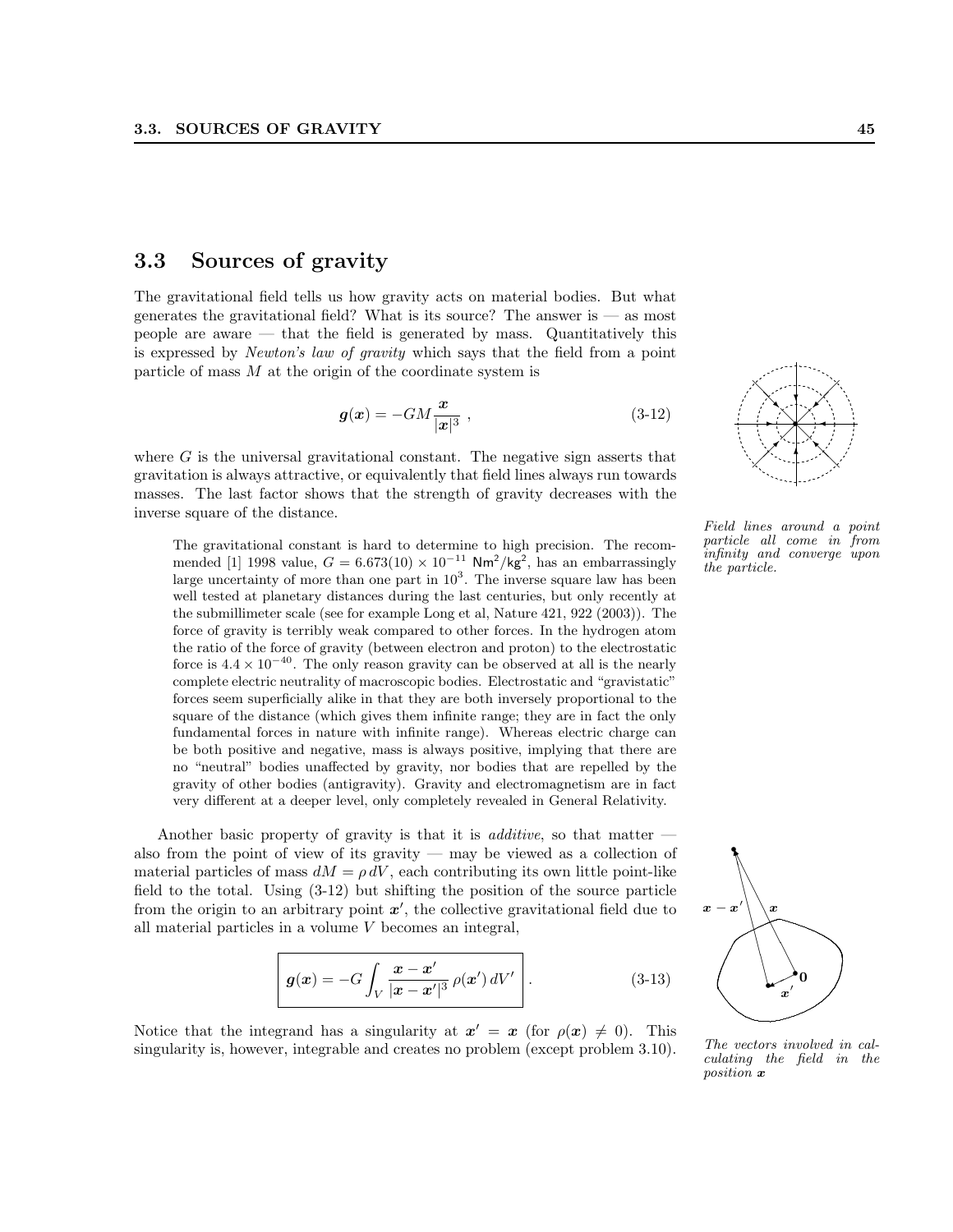## 3.3 Sources of gravity

The gravitational field tells us how gravity acts on material bodies. But what generates the gravitational field? What is its source? The answer is — as most people are aware — that the field is generated by mass. Quantitatively this is expressed by *Newton's law of gravity* which says that the field from a point particle of mass $M$ at the origin of the coordinate system is

$$\boldsymbol{g}(\boldsymbol{x}) = -GM\frac{\boldsymbol{x}}{|\boldsymbol{x}|^3} \ , \tag{3-12}$$

where $G$ is the universal gravitational constant. The negative sign asserts that gravitation is always attractive, or equivalently that field lines always run towards masses. The last factor shows that the strength of gravity decreases with the inverse square of the distance.

*Field lines around a point particle all come in from infinity and converge upon the particle.*

The gravitational constant is hard to determine to high precision. The recommended [1] 1998 value, $G = 6.673(10) \times 10^{-11}$ $\mathsf{Nm}^2/\mathsf{kg}^2$, has an embarrassingly large uncertainty of more than one part in $10^3$. The inverse square law has been well tested at planetary distances during the last centuries, but only recently at the submillimeter scale (see for example Long et al, Nature 421, 922 (2003)). The force of gravity is terribly weak compared to other forces. In the hydrogen atom the ratio of the force of gravity (between electron and proton) to the electrostatic force is $4.4 \times 10^{-40}$. The only reason gravity can be observed at all is the nearly complete electric neutrality of macroscopic bodies. Electrostatic and "gravistatic" forces seem superficially alike in that they are both inversely proportional to the square of the distance (which gives them infinite range; they are in fact the only fundamental forces in nature with infinite range). Whereas electric charge can be both positive and negative, mass is always positive, implying that there are no "neutral" bodies unaffected by gravity, nor bodies that are repelled by the gravity of other bodies (antigravity). Gravity and electromagnetism are in fact very different at a deeper level, only completely revealed in General Relativity.

Another basic property of gravity is that it is *additive*, so that matter — also from the point of view of its gravity — may be viewed as a collection of material particles of mass $dM = \rho\, dV$, each contributing its own little point-like field to the total. Using (3-12) but shifting the position of the source particle from the origin to an arbitrary point $\boldsymbol{x}'$, the collective gravitational field due to all material particles in a volume $V$ becomes an integral,

$$\boldsymbol{g}(\boldsymbol{x}) = -G\int_V \frac{\boldsymbol{x}-\boldsymbol{x}'}{|\boldsymbol{x}-\boldsymbol{x}'|^3}\,\rho(\boldsymbol{x}')\,dV' \ . \tag{3-13}$$

*The vectors involved in calculating the field in the position $\boldsymbol{x}$*

Notice that the integrand has a singularity at $\boldsymbol{x}' = \boldsymbol{x}$ (for $\rho(\boldsymbol{x}) \neq 0$). This singularity is, however, integrable and creates no problem (except problem 3.10).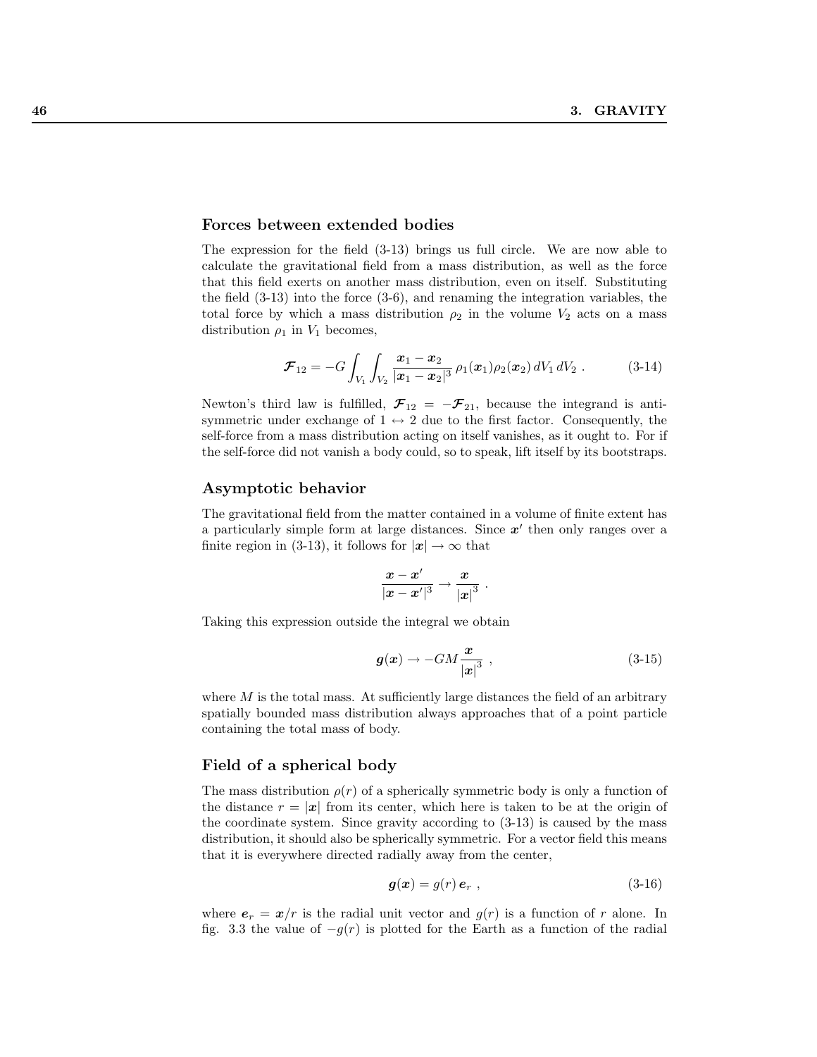### Forces between extended bodies

The expression for the field (3-13) brings us full circle. We are now able to calculate the gravitational field from a mass distribution, as well as the force that this field exerts on another mass distribution, even on itself. Substituting the field (3-13) into the force (3-6), and renaming the integration variables, the total force by which a mass distribution $\rho_2$ in the volume $V_2$ acts on a mass distribution $\rho_1$ in $V_1$ becomes,

$$\boldsymbol{\mathcal{F}}_{12} = -G \int_{V_1} \int_{V_2} \frac{\boldsymbol{x}_1 - \boldsymbol{x}_2}{|\boldsymbol{x}_1 - \boldsymbol{x}_2|^3} \, \rho_1(\boldsymbol{x}_1) \rho_2(\boldsymbol{x}_2) \, dV_1 \, dV_2 \; . \tag{3-14}$$

Newton's third law is fulfilled, $\boldsymbol{\mathcal{F}}_{12} = -\boldsymbol{\mathcal{F}}_{21}$, because the integrand is antisymmetric under exchange of $1 \leftrightarrow 2$ due to the first factor. Consequently, the self-force from a mass distribution acting on itself vanishes, as it ought to. For if the self-force did not vanish a body could, so to speak, lift itself by its bootstraps.

### Asymptotic behavior

The gravitational field from the matter contained in a volume of finite extent has a particularly simple form at large distances. Since $\boldsymbol{x}'$ then only ranges over a finite region in (3-13), it follows for $|\boldsymbol{x}| \to \infty$ that

$$\frac{\boldsymbol{x} - \boldsymbol{x}'}{|\boldsymbol{x} - \boldsymbol{x}'|^3} \to \frac{\boldsymbol{x}}{|\boldsymbol{x}|^3} \; .$$

Taking this expression outside the integral we obtain

$$\boldsymbol{g}(\boldsymbol{x}) \to -GM \frac{\boldsymbol{x}}{|\boldsymbol{x}|^3} \; , \tag{3-15}$$

where $M$ is the total mass. At sufficiently large distances the field of an arbitrary spatially bounded mass distribution always approaches that of a point particle containing the total mass of body.

### Field of a spherical body

The mass distribution $\rho(r)$ of a spherically symmetric body is only a function of the distance $r = |\boldsymbol{x}|$ from its center, which here is taken to be at the origin of the coordinate system. Since gravity according to (3-13) is caused by the mass distribution, it should also be spherically symmetric. For a vector field this means that it is everywhere directed radially away from the center,

$$\boldsymbol{g}(\boldsymbol{x}) = g(r) \, \boldsymbol{e}_r \; , \tag{3-16}$$

where $\boldsymbol{e}_r = \boldsymbol{x}/r$ is the radial unit vector and $g(r)$ is a function of $r$ alone. In fig. 3.3 the value of $-g(r)$ is plotted for the Earth as a function of the radial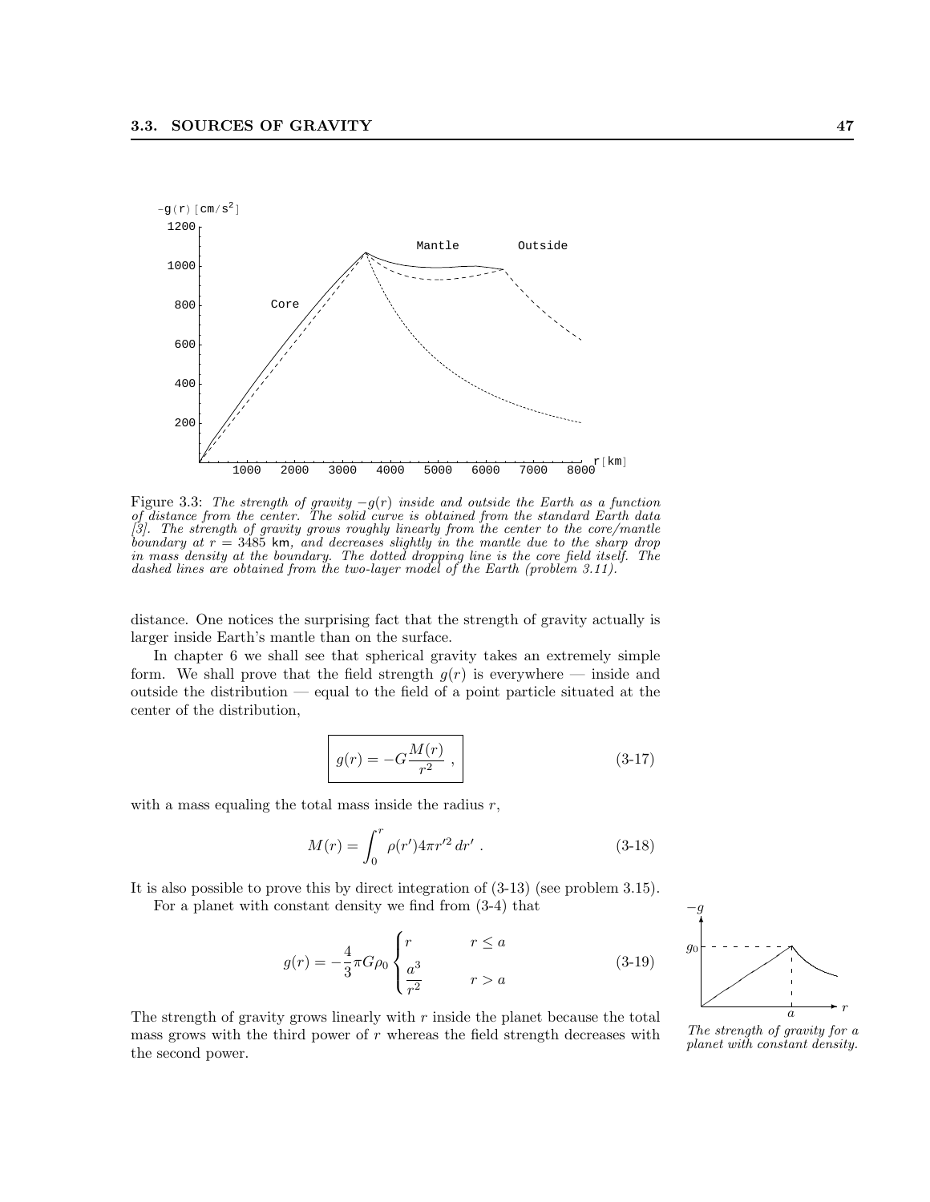Figure 3.3: *The strength of gravity $-g(r)$ inside and outside the Earth as a function of distance from the center. The solid curve is obtained from the standard Earth data [3]. The strength of gravity grows roughly linearly from the center to the core/mantle boundary at $r = 3485$ km, and decreases slightly in the mantle due to the sharp drop in mass density at the boundary. The dotted dropping line is the core field itself. The dashed lines are obtained from the two-layer model of the Earth (problem 3.11).*

distance. One notices the surprising fact that the strength of gravity actually is larger inside Earth's mantle than on the surface.

In chapter 6 we shall see that spherical gravity takes an extremely simple form. We shall prove that the field strength $g(r)$ is everywhere — inside and outside the distribution — equal to the field of a point particle situated at the center of the distribution,

$$g(r) = -G\frac{M(r)}{r^2} \; , \tag{3-17}$$

with a mass equaling the total mass inside the radius $r$,

$$M(r) = \int_0^r \rho(r') 4\pi r'^2 \, dr' \; . \tag{3-18}$$

It is also possible to prove this by direct integration of (3-13) (see problem 3.15).

For a planet with constant density we find from (3-4) that

$$g(r) = -\frac{4}{3}\pi G\rho_0 \begin{cases} r & r \leq a \\ \dfrac{a^3}{r^2} & r > a \end{cases} \tag{3-19}$$

The strength of gravity grows linearly with $r$ inside the planet because the total mass grows with the third power of $r$ whereas the field strength decreases with the second power.

*The strength of gravity for a planet with constant density.*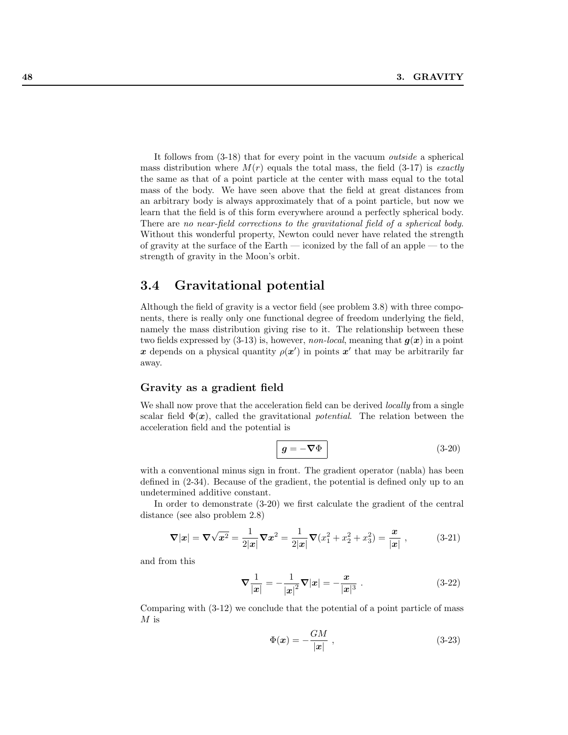It follows from (3-18) that for every point in the vacuum *outside* a spherical mass distribution where $M(r)$ equals the total mass, the field (3-17) is *exactly* the same as that of a point particle at the center with mass equal to the total mass of the body. We have seen above that the field at great distances from an arbitrary body is always approximately that of a point particle, but now we learn that the field is of this form everywhere around a perfectly spherical body. There are *no near-field corrections to the gravitational field of a spherical body.* Without this wonderful property, Newton could never have related the strength of gravity at the surface of the Earth — iconized by the fall of an apple — to the strength of gravity in the Moon's orbit.

## 3.4 Gravitational potential

Although the field of gravity is a vector field (see problem 3.8) with three components, there is really only one functional degree of freedom underlying the field, namely the mass distribution giving rise to it. The relationship between these two fields expressed by (3-13) is, however, *non-local*, meaning that $\boldsymbol{g}(\boldsymbol{x})$ in a point $\boldsymbol{x}$ depends on a physical quantity $\rho(\boldsymbol{x}')$ in points $\boldsymbol{x}'$ that may be arbitrarily far away.

### Gravity as a gradient field

We shall now prove that the acceleration field can be derived *locally* from a single scalar field $\Phi(\boldsymbol{x})$, called the gravitational *potential*. The relation between the acceleration field and the potential is

$$\boxed{\boldsymbol{g} = -\boldsymbol{\nabla}\Phi} \tag{3-20}$$

with a conventional minus sign in front. The gradient operator (nabla) has been defined in (2-34). Because of the gradient, the potential is defined only up to an undetermined additive constant.

In order to demonstrate (3-20) we first calculate the gradient of the central distance (see also problem 2.8)

$$\boldsymbol{\nabla}|\boldsymbol{x}| = \boldsymbol{\nabla}\sqrt{\boldsymbol{x}^2} = \frac{1}{2|\boldsymbol{x}|}\boldsymbol{\nabla}\boldsymbol{x}^2 = \frac{1}{2|\boldsymbol{x}|}\boldsymbol{\nabla}(x_1^2 + x_2^2 + x_3^2) = \frac{\boldsymbol{x}}{|\boldsymbol{x}|} \ , \tag{3-21}$$

and from this

$$\boldsymbol{\nabla}\frac{1}{|\boldsymbol{x}|} = -\frac{1}{|\boldsymbol{x}|^2}\boldsymbol{\nabla}|\boldsymbol{x}| = -\frac{\boldsymbol{x}}{|\boldsymbol{x}|^3} \ . \tag{3-22}$$

Comparing with (3-12) we conclude that the potential of a point particle of mass $M$ is

$$\Phi(\boldsymbol{x}) = -\frac{GM}{|\boldsymbol{x}|} \ , \tag{3-23}$$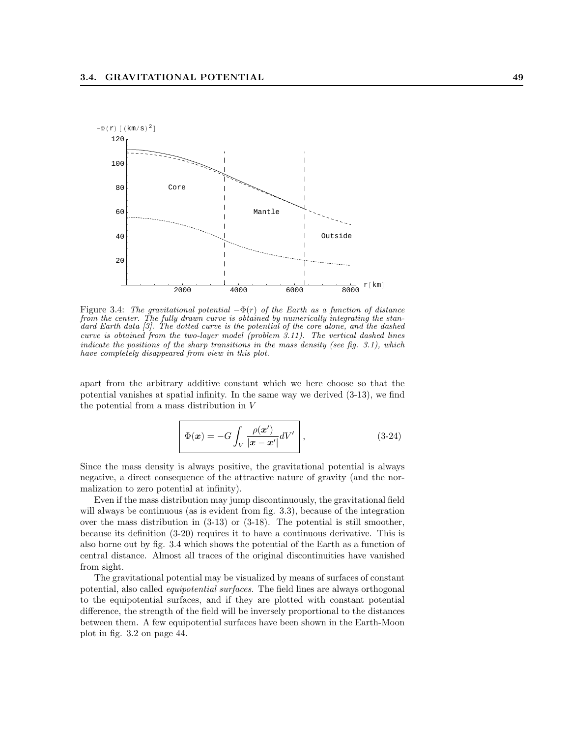Figure 3.4: *The gravitational potential $-\Phi(r)$ of the Earth as a function of distance from the center. The fully drawn curve is obtained by numerically integrating the standard Earth data [3]. The dotted curve is the potential of the core alone, and the dashed curve is obtained from the two-layer model (problem 3.11). The vertical dashed lines indicate the positions of the sharp transitions in the mass density (see fig. 3.1), which have completely disappeared from view in this plot.*

apart from the arbitrary additive constant which we here choose so that the potential vanishes at spatial infinity. In the same way we derived (3-13), we find the potential from a mass distribution in $V$

$$\boxed{\Phi(\boldsymbol{x}) = -G \int_V \frac{\rho(\boldsymbol{x}')}{|\boldsymbol{x} - \boldsymbol{x}'|} dV'} \,, \tag{3-24}$$

Since the mass density is always positive, the gravitational potential is always negative, a direct consequence of the attractive nature of gravity (and the normalization to zero potential at infinity).

Even if the mass distribution may jump discontinuously, the gravitational field will always be continuous (as is evident from fig. 3.3), because of the integration over the mass distribution in (3-13) or (3-18). The potential is still smoother, because its definition (3-20) requires it to have a continuous derivative. This is also borne out by fig. 3.4 which shows the potential of the Earth as a function of central distance. Almost all traces of the original discontinuities have vanished from sight.

The gravitational potential may be visualized by means of surfaces of constant potential, also called *equipotential surfaces*. The field lines are always orthogonal to the equipotential surfaces, and if they are plotted with constant potential difference, the strength of the field will be inversely proportional to the distances between them. A few equipotential surfaces have been shown in the Earth-Moon plot in fig. 3.2 on page 44.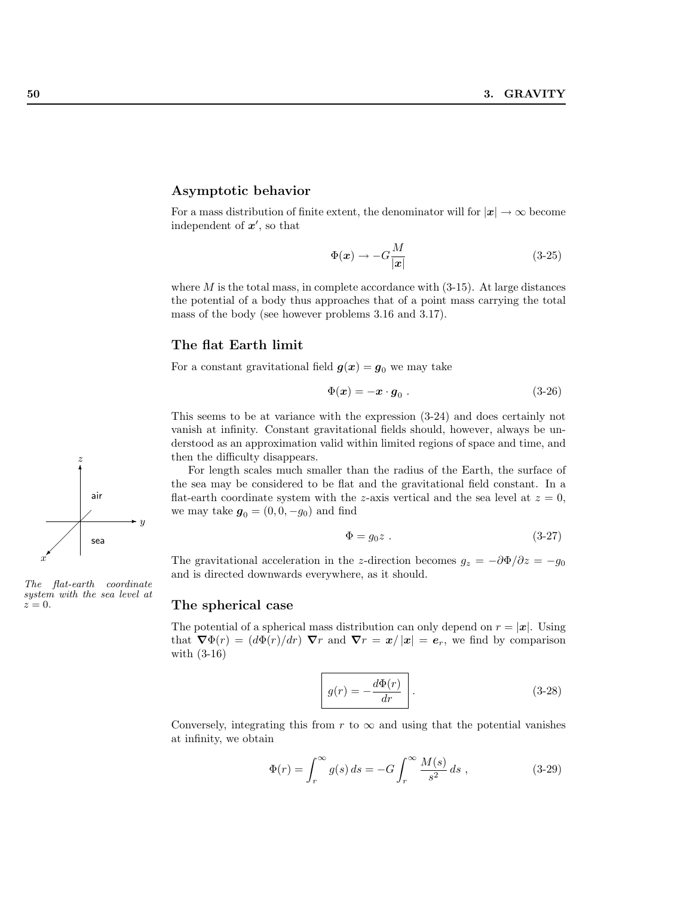## Asymptotic behavior

For a mass distribution of finite extent, the denominator will for $|\boldsymbol{x}| \to \infty$ become independent of $\boldsymbol{x}'$, so that

$$\Phi(\boldsymbol{x}) \to -G\frac{M}{|\boldsymbol{x}|} \tag{3-25}$$

where $M$ is the total mass, in complete accordance with (3-15). At large distances the potential of a body thus approaches that of a point mass carrying the total mass of the body (see however problems 3.16 and 3.17).

## The flat Earth limit

For a constant gravitational field $\boldsymbol{g}(\boldsymbol{x}) = \boldsymbol{g}_0$ we may take

$$\Phi(\boldsymbol{x}) = -\boldsymbol{x} \cdot \boldsymbol{g}_0 \ . \tag{3-26}$$

This seems to be at variance with the expression (3-24) and does certainly not vanish at infinity. Constant gravitational fields should, however, always be understood as an approximation valid within limited regions of space and time, and then the difficulty disappears.

For length scales much smaller than the radius of the Earth, the surface of the sea may be considered to be flat and the gravitational field constant. In a flat-earth coordinate system with the $z$-axis vertical and the sea level at $z = 0$, we may take $\boldsymbol{g}_0 = (0, 0, -g_0)$ and find

$$\Phi = g_0 z \ . \tag{3-27}$$

The gravitational acceleration in the $z$-direction becomes $g_z = -\partial\Phi/\partial z = -g_0$ and is directed downwards everywhere, as it should.

*The flat-earth coordinate system with the sea level at $z = 0$.*

## The spherical case

The potential of a spherical mass distribution can only depend on $r = |\boldsymbol{x}|$. Using that $\boldsymbol{\nabla}\Phi(r) = (d\Phi(r)/dr)\ \boldsymbol{\nabla}r$ and $\boldsymbol{\nabla}r = \boldsymbol{x}/|\boldsymbol{x}| = \boldsymbol{e}_r$, we find by comparison with (3-16)

$$\boxed{g(r) = -\frac{d\Phi(r)}{dr}} \ . \tag{3-28}$$

Conversely, integrating this from $r$ to $\infty$ and using that the potential vanishes at infinity, we obtain

$$\Phi(r) = \int_r^\infty g(s)\,ds = -G\int_r^\infty \frac{M(s)}{s^2}\,ds \ , \tag{3-29}$$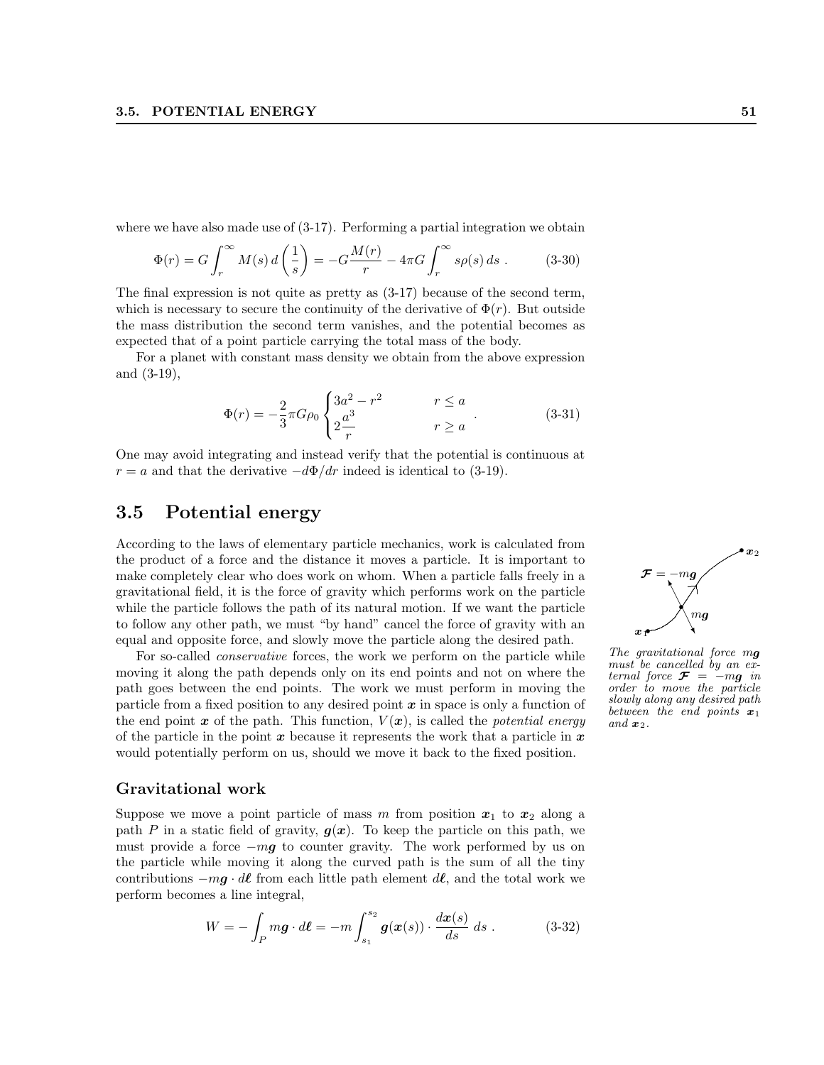where we have also made use of (3-17). Performing a partial integration we obtain

$$\Phi(r) = G \int_r^\infty M(s)\, d\left(\frac{1}{s}\right) = -G\frac{M(r)}{r} - 4\pi G \int_r^\infty s\rho(s)\, ds \ . \tag{3-30}$$

The final expression is not quite as pretty as (3-17) because of the second term, which is necessary to secure the continuity of the derivative of $\Phi(r)$. But outside the mass distribution the second term vanishes, and the potential becomes as expected that of a point particle carrying the total mass of the body.

For a planet with constant mass density we obtain from the above expression and (3-19),

$$\Phi(r) = -\frac{2}{3}\pi G\rho_0 \begin{cases} 3a^2 - r^2 & r \le a \\ 2\dfrac{a^3}{r} & r \ge a \end{cases} \ . \tag{3-31}$$

One may avoid integrating and instead verify that the potential is continuous at $r = a$ and that the derivative $-d\Phi/dr$ indeed is identical to (3-19).

## 3.5 Potential energy

According to the laws of elementary particle mechanics, work is calculated from the product of a force and the distance it moves a particle. It is important to make completely clear who does work on whom. When a particle falls freely in a gravitational field, it is the force of gravity which performs work on the particle while the particle follows the path of its natural motion. If we want the particle to follow any other path, we must "by hand" cancel the force of gravity with an equal and opposite force, and slowly move the particle along the desired path.

*The gravitational force $m\boldsymbol{g}$ must be cancelled by an external force $\boldsymbol{\mathcal{F}} = -m\boldsymbol{g}$ in order to move the particle slowly along any desired path between the end points $\boldsymbol{x}_1$ and $\boldsymbol{x}_2$.*

For so-called *conservative* forces, the work we perform on the particle while moving it along the path depends only on its end points and not on where the path goes between the end points. The work we must perform in moving the particle from a fixed position to any desired point $\boldsymbol{x}$ in space is only a function of the end point $\boldsymbol{x}$ of the path. This function, $V(\boldsymbol{x})$, is called the *potential energy* of the particle in the point $\boldsymbol{x}$ because it represents the work that a particle in $\boldsymbol{x}$ would potentially perform on us, should we move it back to the fixed position.

### Gravitational work

Suppose we move a point particle of mass $m$ from position $\boldsymbol{x}_1$ to $\boldsymbol{x}_2$ along a path $P$ in a static field of gravity, $\boldsymbol{g}(\boldsymbol{x})$. To keep the particle on this path, we must provide a force $-m\boldsymbol{g}$ to counter gravity. The work performed by us on the particle while moving it along the curved path is the sum of all the tiny contributions $-m\boldsymbol{g} \cdot d\boldsymbol{\ell}$ from each little path element $d\boldsymbol{\ell}$, and the total work we perform becomes a line integral,

$$W = -\int_P m\boldsymbol{g} \cdot d\boldsymbol{\ell} = -m \int_{s_1}^{s_2} \boldsymbol{g}(\boldsymbol{x}(s)) \cdot \frac{d\boldsymbol{x}(s)}{ds}\, ds \ . \tag{3-32}$$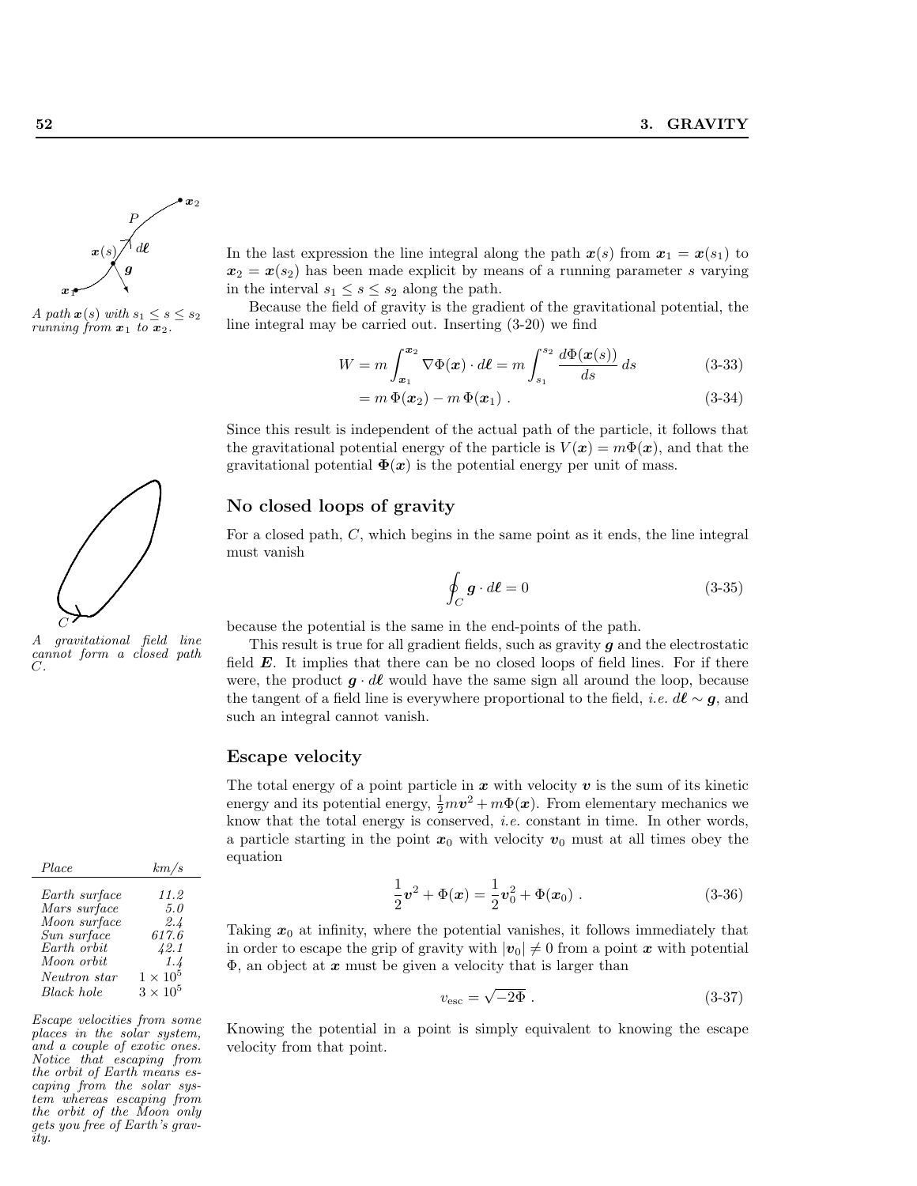*A path $\boldsymbol{x}(s)$ with $s_1 \leq s \leq s_2$ running from $\boldsymbol{x}_1$ to $\boldsymbol{x}_2$.*

In the last expression the line integral along the path $\boldsymbol{x}(s)$ from $\boldsymbol{x}_1 = \boldsymbol{x}(s_1)$ to $\boldsymbol{x}_2 = \boldsymbol{x}(s_2)$ has been made explicit by means of a running parameter $s$ varying in the interval $s_1 \leq s \leq s_2$ along the path.

Because the field of gravity is the gradient of the gravitational potential, the line integral may be carried out. Inserting (3-20) we find

$$W = m \int_{\boldsymbol{x}_1}^{\boldsymbol{x}_2} \nabla\Phi(\boldsymbol{x}) \cdot d\boldsymbol{\ell} = m \int_{s_1}^{s_2} \frac{d\Phi(\boldsymbol{x}(s))}{ds}\, ds \tag{3-33}$$

$$= m\,\Phi(\boldsymbol{x}_2) - m\,\Phi(\boldsymbol{x}_1)\ . \tag{3-34}$$

Since this result is independent of the actual path of the particle, it follows that the gravitational potential energy of the particle is $V(\boldsymbol{x}) = m\Phi(\boldsymbol{x})$, and that the gravitational potential $\boldsymbol{\Phi}(\boldsymbol{x})$ is the potential energy per unit of mass.

## No closed loops of gravity

*A gravitational field line cannot form a closed path $C$.*

For a closed path, $C$, which begins in the same point as it ends, the line integral must vanish

$$\oint_C \boldsymbol{g} \cdot d\boldsymbol{\ell} = 0 \tag{3-35}$$

because the potential is the same in the end-points of the path.

This result is true for all gradient fields, such as gravity $\boldsymbol{g}$ and the electrostatic field $\boldsymbol{E}$. It implies that there can be no closed loops of field lines. For if there were, the product $\boldsymbol{g} \cdot d\boldsymbol{\ell}$ would have the same sign all around the loop, because the tangent of a field line is everywhere proportional to the field, *i.e.* $d\boldsymbol{\ell} \sim \boldsymbol{g}$, and such an integral cannot vanish.

## Escape velocity

The total energy of a point particle in $\boldsymbol{x}$ with velocity $\boldsymbol{v}$ is the sum of its kinetic energy and its potential energy, $\frac{1}{2}m\boldsymbol{v}^2 + m\Phi(\boldsymbol{x})$. From elementary mechanics we know that the total energy is conserved, *i.e.* constant in time. In other words, a particle starting in the point $\boldsymbol{x}_0$ with velocity $\boldsymbol{v}_0$ must at all times obey the equation

$$\frac{1}{2}\boldsymbol{v}^2 + \Phi(\boldsymbol{x}) = \frac{1}{2}\boldsymbol{v}_0^2 + \Phi(\boldsymbol{x}_0)\ . \tag{3-36}$$

Taking $\boldsymbol{x}_0$ at infinity, where the potential vanishes, it follows immediately that in order to escape the grip of gravity with $|\boldsymbol{v}_0| \neq 0$ from a point $\boldsymbol{x}$ with potential $\Phi$, an object at $\boldsymbol{x}$ must be given a velocity that is larger than

$$v_{\text{esc}} = \sqrt{-2\Phi}\ . \tag{3-37}$$

Knowing the potential in a point is simply equivalent to knowing the escape velocity from that point.

| *Place* | *km/s* |
|---|---|
| *Earth surface* | *11.2* |
| *Mars surface* | *5.0* |
| *Moon surface* | *2.4* |
| *Sun surface* | *617.6* |
| *Earth orbit* | *42.1* |
| *Moon orbit* | *1.4* |
| *Neutron star* | $1 \times 10^5$ |
| *Black hole* | $3 \times 10^5$ |

*Escape velocities from some places in the solar system, and a couple of exotic ones. Notice that escaping from the orbit of Earth means escaping from the solar system whereas escaping from the orbit of the Moon only gets you free of Earth's gravity.*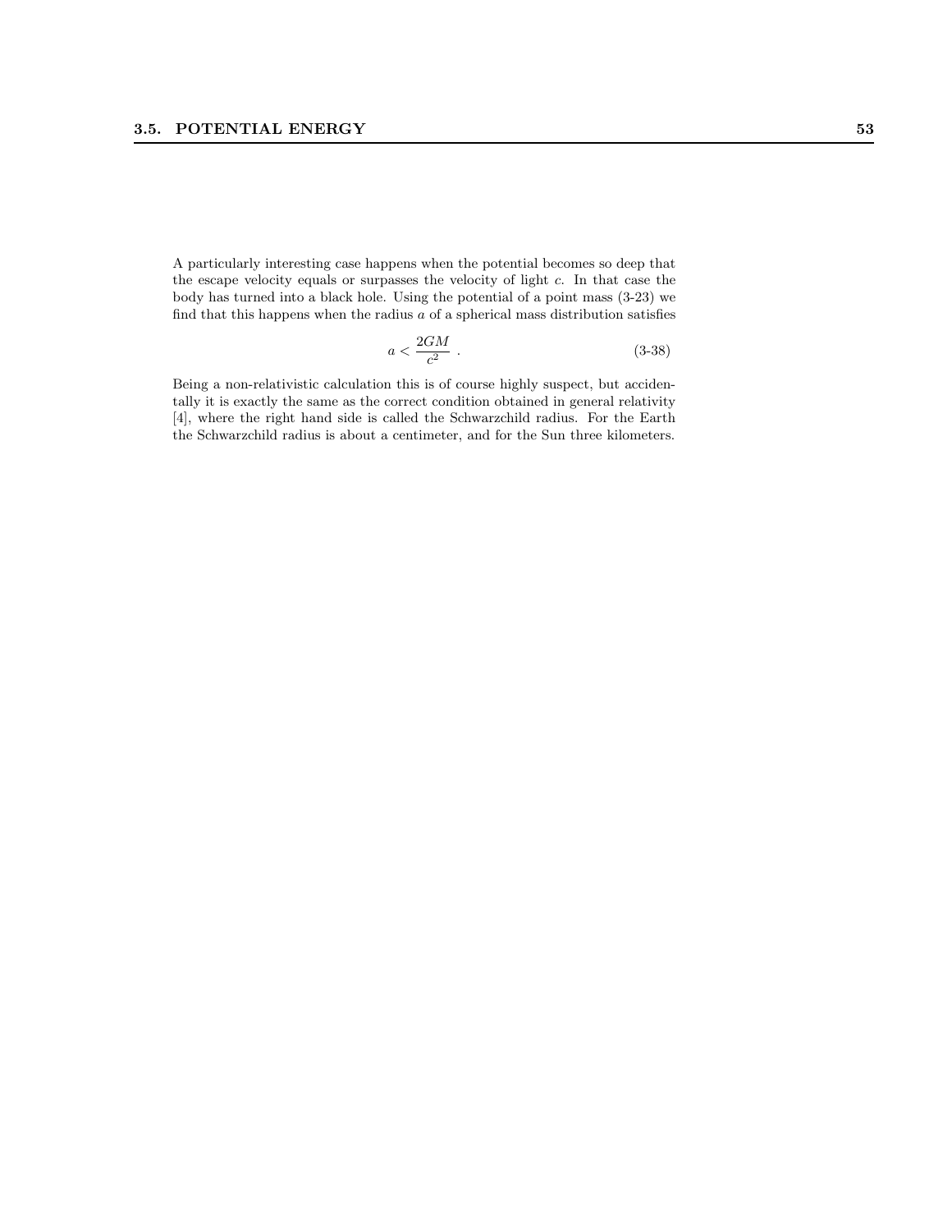A particularly interesting case happens when the potential becomes so deep that the escape velocity equals or surpasses the velocity of light $c$. In that case the body has turned into a black hole. Using the potential of a point mass (3-23) we find that this happens when the radius $a$ of a spherical mass distribution satisfies

$$a < \frac{2GM}{c^2} \ . \tag{3-38}$$

Being a non-relativistic calculation this is of course highly suspect, but accidentally it is exactly the same as the correct condition obtained in general relativity [4], where the right hand side is called the Schwarzchild radius. For the Earth the Schwarzchild radius is about a centimeter, and for the Sun three kilometers.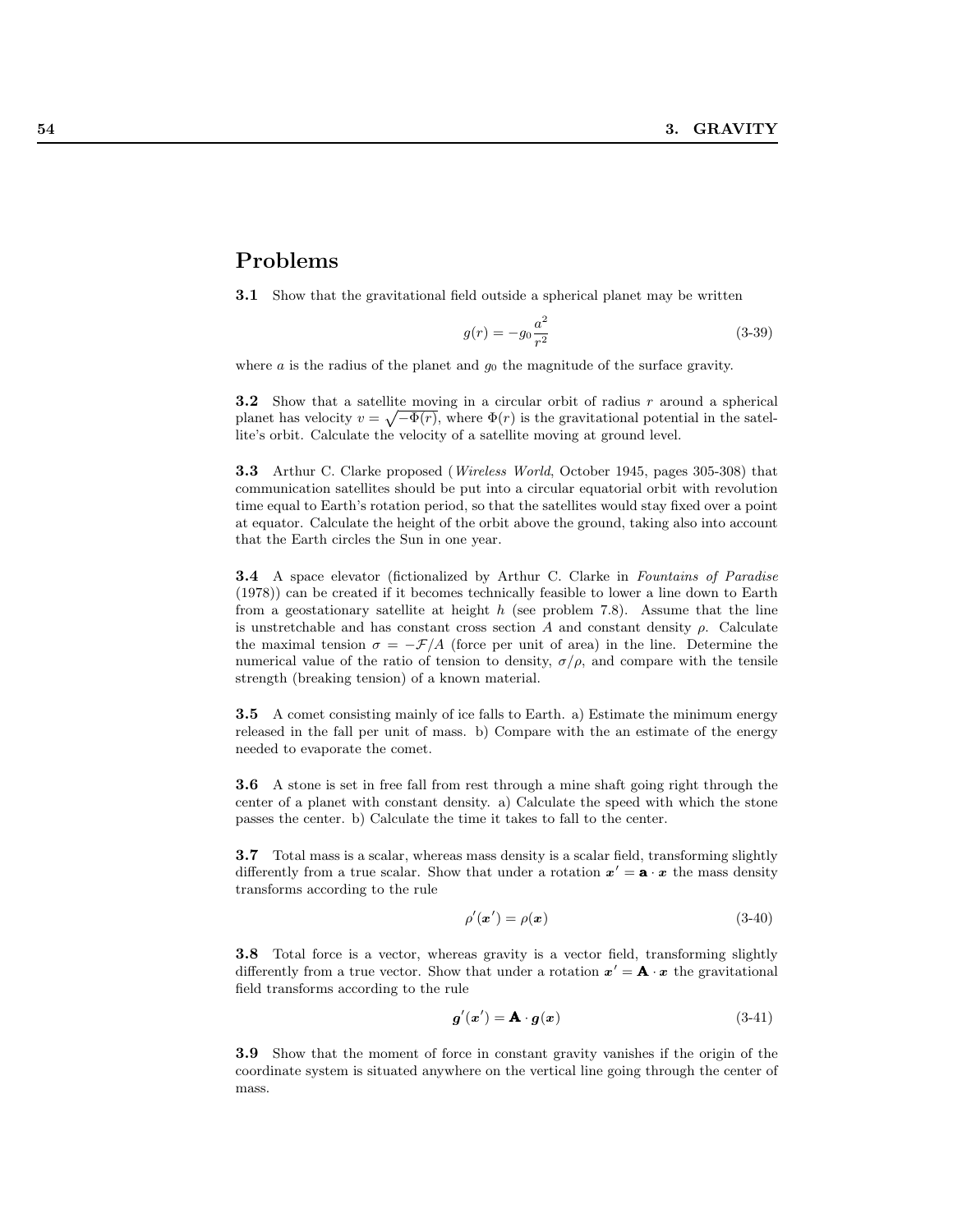## Problems

**3.1** Show that the gravitational field outside a spherical planet may be written

$$g(r) = -g_0 \frac{a^2}{r^2} \tag{3-39}$$

where $a$ is the radius of the planet and $g_0$ the magnitude of the surface gravity.

**3.2** Show that a satellite moving in a circular orbit of radius $r$ around a spherical planet has velocity $v = \sqrt{-\Phi(r)}$, where $\Phi(r)$ is the gravitational potential in the satellite's orbit. Calculate the velocity of a satellite moving at ground level.

**3.3** Arthur C. Clarke proposed (*Wireless World*, October 1945, pages 305-308) that communication satellites should be put into a circular equatorial orbit with revolution time equal to Earth's rotation period, so that the satellites would stay fixed over a point at equator. Calculate the height of the orbit above the ground, taking also into account that the Earth circles the Sun in one year.

**3.4** A space elevator (fictionalized by Arthur C. Clarke in *Fountains of Paradise* (1978)) can be created if it becomes technically feasible to lower a line down to Earth from a geostationary satellite at height $h$ (see problem 7.8). Assume that the line is unstretchable and has constant cross section $A$ and constant density $\rho$. Calculate the maximal tension $\sigma = -\mathcal{F}/A$ (force per unit of area) in the line. Determine the numerical value of the ratio of tension to density, $\sigma/\rho$, and compare with the tensile strength (breaking tension) of a known material.

**3.5** A comet consisting mainly of ice falls to Earth. a) Estimate the minimum energy released in the fall per unit of mass. b) Compare with the an estimate of the energy needed to evaporate the comet.

**3.6** A stone is set in free fall from rest through a mine shaft going right through the center of a planet with constant density. a) Calculate the speed with which the stone passes the center. b) Calculate the time it takes to fall to the center.

**3.7** Total mass is a scalar, whereas mass density is a scalar field, transforming slightly differently from a true scalar. Show that under a rotation $\boldsymbol{x}' = \mathbf{a} \cdot \boldsymbol{x}$ the mass density transforms according to the rule

$$\rho'(\boldsymbol{x}') = \rho(\boldsymbol{x}) \tag{3-40}$$

**3.8** Total force is a vector, whereas gravity is a vector field, transforming slightly differently from a true vector. Show that under a rotation $\boldsymbol{x}' = \mathbf{A} \cdot \boldsymbol{x}$ the gravitational field transforms according to the rule

$$\boldsymbol{g}'(\boldsymbol{x}') = \mathbf{A} \cdot \boldsymbol{g}(\boldsymbol{x}) \tag{3-41}$$

**3.9** Show that the moment of force in constant gravity vanishes if the origin of the coordinate system is situated anywhere on the vertical line going through the center of mass.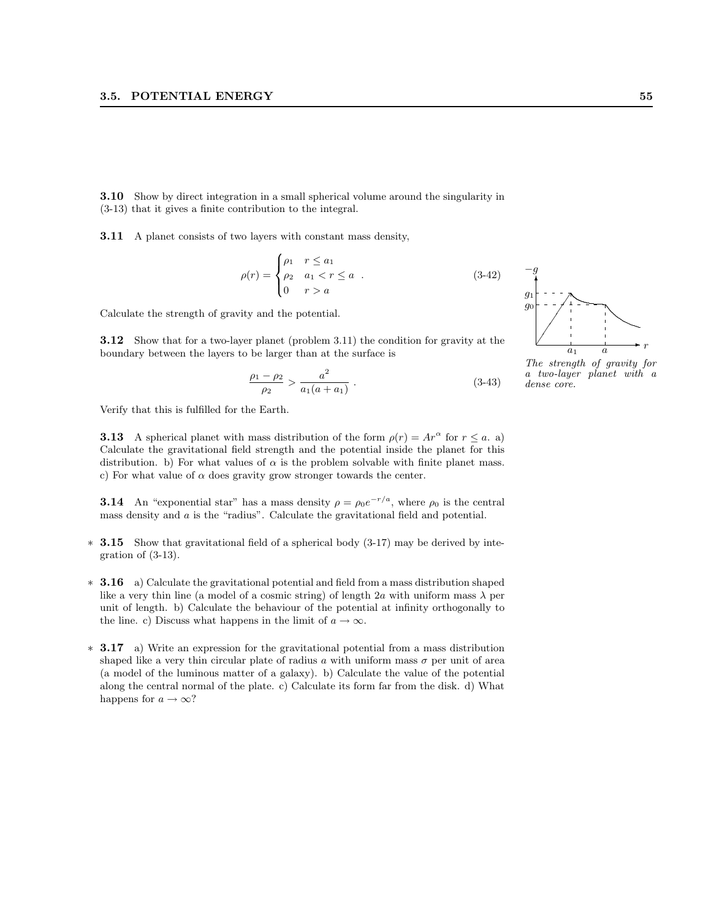**3.10** Show by direct integration in a small spherical volume around the singularity in (3-13) that it gives a finite contribution to the integral.

**3.11** A planet consists of two layers with constant mass density,

$$
\rho(r) = \begin{cases} \rho_1 & r \leq a_1 \\ \rho_2 & a_1 < r \leq a \\ 0 & r > a \end{cases} . \tag{3-42}
$$

Calculate the strength of gravity and the potential.

$-g$

$g_1$

$g_0$

$a_1$ $a$ $r$

*The strength of gravity for a two-layer planet with a dense core.*

**3.12** Show that for a two-layer planet (problem 3.11) the condition for gravity at the boundary between the layers to be larger than at the surface is

$$
\frac{\rho_1 - \rho_2}{\rho_2} > \frac{a^2}{a_1(a + a_1)} . \tag{3-43}
$$

Verify that this is fulfilled for the Earth.

**3.13** A spherical planet with mass distribution of the form $\rho(r) = Ar^\alpha$ for $r \leq a$. a) Calculate the gravitational field strength and the potential inside the planet for this distribution. b) For what values of $\alpha$ is the problem solvable with finite planet mass. c) For what value of $\alpha$ does gravity grow stronger towards the center.

**3.14** An "exponential star" has a mass density $\rho = \rho_0 e^{-r/a}$, where $\rho_0$ is the central mass density and $a$ is the "radius". Calculate the gravitational field and potential.

∗ **3.15** Show that gravitational field of a spherical body (3-17) may be derived by integration of (3-13).

∗ **3.16** a) Calculate the gravitational potential and field from a mass distribution shaped like a very thin line (a model of a cosmic string) of length $2a$ with uniform mass $\lambda$ per unit of length. b) Calculate the behaviour of the potential at infinity orthogonally to the line. c) Discuss what happens in the limit of $a \to \infty$.

∗ **3.17** a) Write an expression for the gravitational potential from a mass distribution shaped like a very thin circular plate of radius $a$ with uniform mass $\sigma$ per unit of area (a model of the luminous matter of a galaxy). b) Calculate the value of the potential along the central normal of the plate. c) Calculate its form far from the disk. d) What happens for $a \to \infty$?